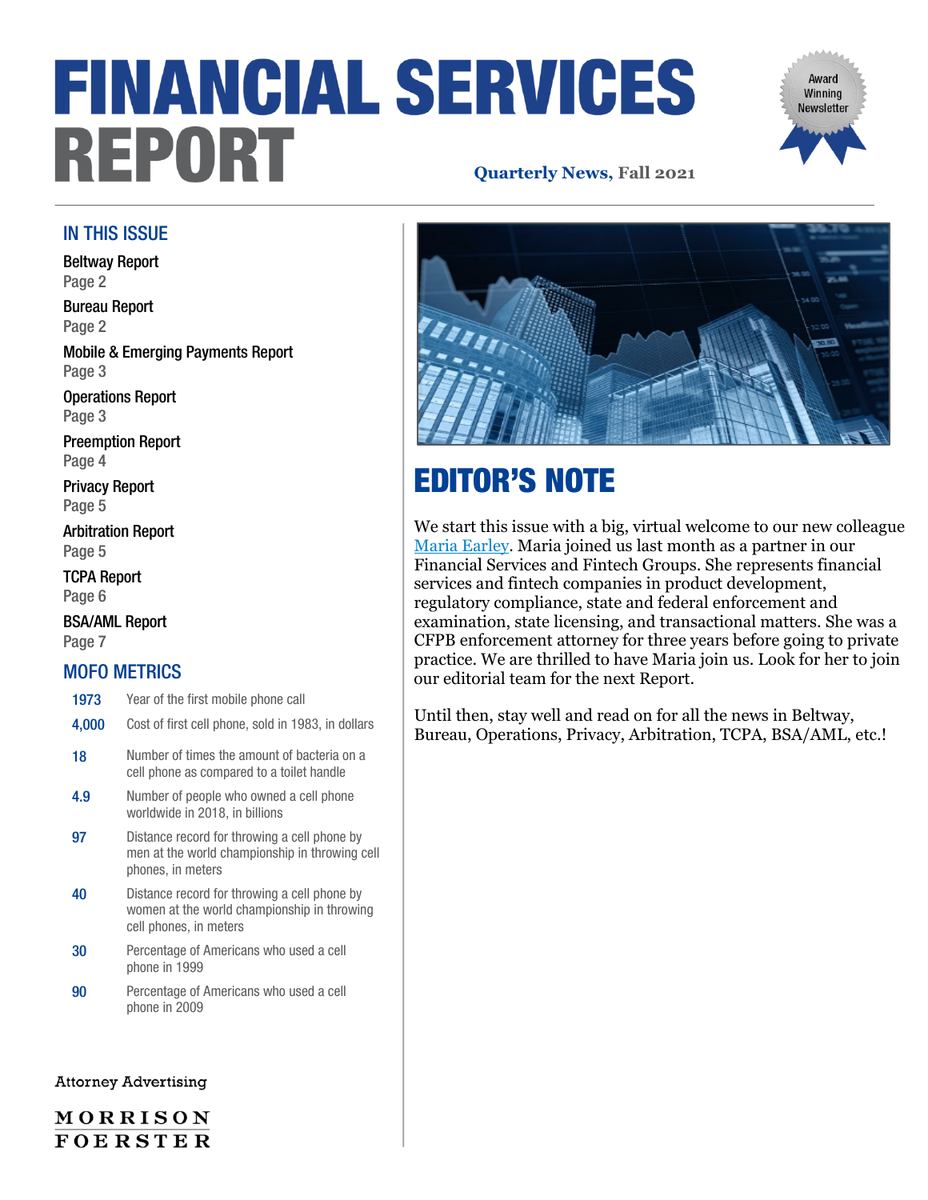# FINANCIAL SERVICES REPORT

**Quarterly News, Fall 2021**

Award Winning Newsletter

## IN THIS ISSUE

Beltway Report
Page 2

Bureau Report
Page 2

Mobile & Emerging Payments Report
Page 3

Operations Report
Page 3

Preemption Report
Page 4

Privacy Report
Page 5

Arbitration Report
Page 5

TCPA Report
Page 6

BSA/AML Report
Page 7

## MOFO METRICS

| | |
|---|---|
| 1973 | Year of the first mobile phone call |
| 4,000 | Cost of first cell phone, sold in 1983, in dollars |
| 18 | Number of times the amount of bacteria on a cell phone as compared to a toilet handle |
| 4.9 | Number of people who owned a cell phone worldwide in 2018, in billions |
| 97 | Distance record for throwing a cell phone by men at the world championship in throwing cell phones, in meters |
| 40 | Distance record for throwing a cell phone by women at the world championship in throwing cell phones, in meters |
| 30 | Percentage of Americans who used a cell phone in 1999 |
| 90 | Percentage of Americans who used a cell phone in 2009 |

## EDITOR'S NOTE

We start this issue with a big, virtual welcome to our new colleague Maria Earley. Maria joined us last month as a partner in our Financial Services and Fintech Groups. She represents financial services and fintech companies in product development, regulatory compliance, state and federal enforcement and examination, state licensing, and transactional matters. She was a CFPB enforcement attorney for three years before going to private practice. We are thrilled to have Maria join us. Look for her to join our editorial team for the next Report.

Until then, stay well and read on for all the news in Beltway, Bureau, Operations, Privacy, Arbitration, TCPA, BSA/AML, etc.!

Attorney Advertising

MORRISON FOERSTER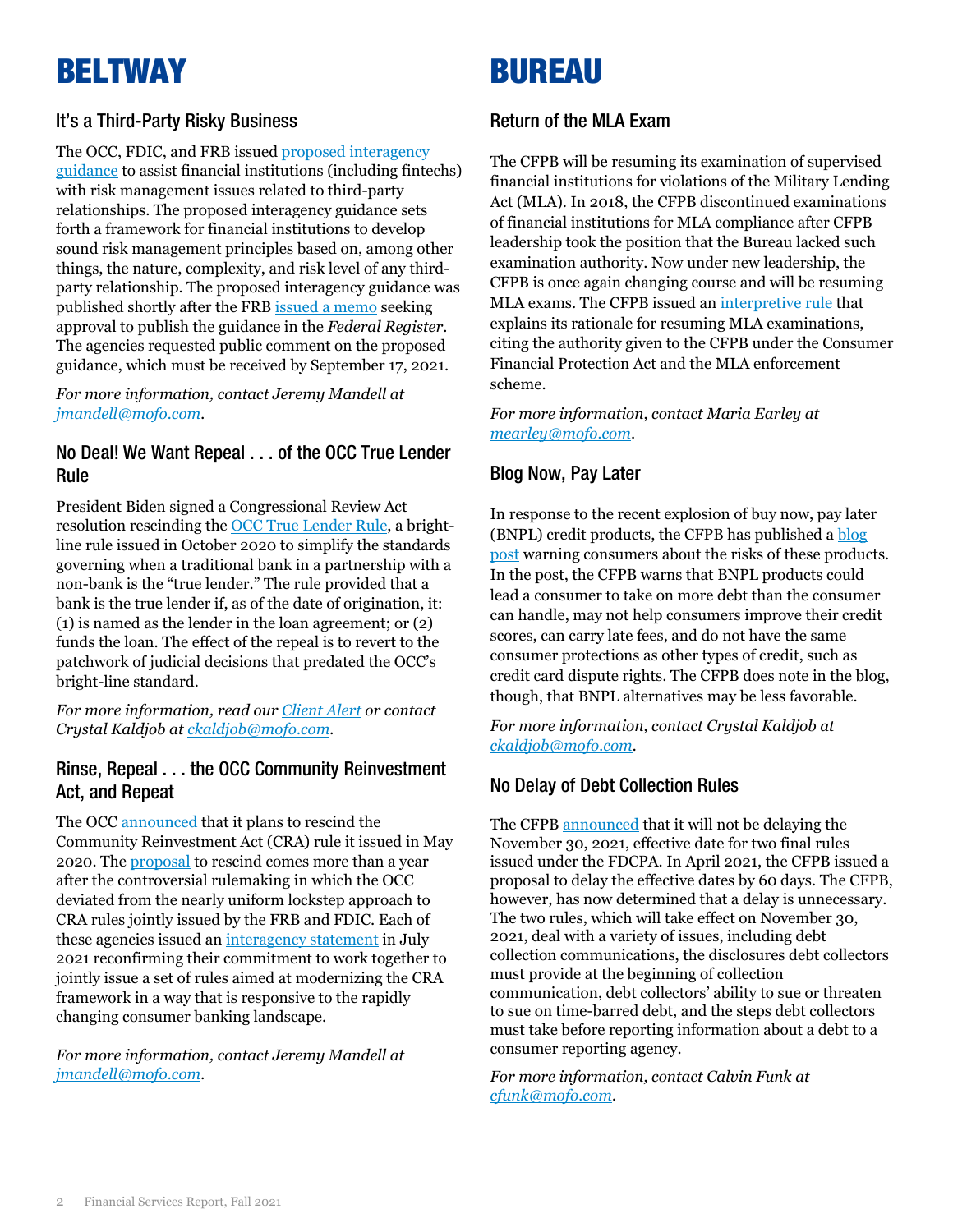# BELTWAY

## It's a Third-Party Risky Business

The OCC, FDIC, and FRB issued proposed interagency guidance to assist financial institutions (including fintechs) with risk management issues related to third-party relationships. The proposed interagency guidance sets forth a framework for financial institutions to develop sound risk management principles based on, among other things, the nature, complexity, and risk level of any third-party relationship. The proposed interagency guidance was published shortly after the FRB issued a memo seeking approval to publish the guidance in the *Federal Register*. The agencies requested public comment on the proposed guidance, which must be received by September 17, 2021.

*For more information, contact Jeremy Mandell at jmandell@mofo.com.*

## No Deal! We Want Repeal . . . of the OCC True Lender Rule

President Biden signed a Congressional Review Act resolution rescinding the OCC True Lender Rule, a bright-line rule issued in October 2020 to simplify the standards governing when a traditional bank in a partnership with a non-bank is the "true lender." The rule provided that a bank is the true lender if, as of the date of origination, it: (1) is named as the lender in the loan agreement; or (2) funds the loan. The effect of the repeal is to revert to the patchwork of judicial decisions that predated the OCC's bright-line standard.

*For more information, read our Client Alert or contact Crystal Kaldjob at ckaldjob@mofo.com.*

## Rinse, Repeal . . . the OCC Community Reinvestment Act, and Repeat

The OCC announced that it plans to rescind the Community Reinvestment Act (CRA) rule it issued in May 2020. The proposal to rescind comes more than a year after the controversial rulemaking in which the OCC deviated from the nearly uniform lockstep approach to CRA rules jointly issued by the FRB and FDIC. Each of these agencies issued an interagency statement in July 2021 reconfirming their commitment to work together to jointly issue a set of rules aimed at modernizing the CRA framework in a way that is responsive to the rapidly changing consumer banking landscape.

*For more information, contact Jeremy Mandell at jmandell@mofo.com.*

# BUREAU

## Return of the MLA Exam

The CFPB will be resuming its examination of supervised financial institutions for violations of the Military Lending Act (MLA). In 2018, the CFPB discontinued examinations of financial institutions for MLA compliance after CFPB leadership took the position that the Bureau lacked such examination authority. Now under new leadership, the CFPB is once again changing course and will be resuming MLA exams. The CFPB issued an interpretive rule that explains its rationale for resuming MLA examinations, citing the authority given to the CFPB under the Consumer Financial Protection Act and the MLA enforcement scheme.

*For more information, contact Maria Earley at mearley@mofo.com.*

## Blog Now, Pay Later

In response to the recent explosion of buy now, pay later (BNPL) credit products, the CFPB has published a blog post warning consumers about the risks of these products. In the post, the CFPB warns that BNPL products could lead a consumer to take on more debt than the consumer can handle, may not help consumers improve their credit scores, can carry late fees, and do not have the same consumer protections as other types of credit, such as credit card dispute rights. The CFPB does note in the blog, though, that BNPL alternatives may be less favorable.

*For more information, contact Crystal Kaldjob at ckaldjob@mofo.com.*

## No Delay of Debt Collection Rules

The CFPB announced that it will not be delaying the November 30, 2021, effective date for two final rules issued under the FDCPA. In April 2021, the CFPB issued a proposal to delay the effective dates by 60 days. The CFPB, however, has now determined that a delay is unnecessary. The two rules, which will take effect on November 30, 2021, deal with a variety of issues, including debt collection communications, the disclosures debt collectors must provide at the beginning of collection communication, debt collectors' ability to sue or threaten to sue on time-barred debt, and the steps debt collectors must take before reporting information about a debt to a consumer reporting agency.

*For more information, contact Calvin Funk at cfunk@mofo.com.*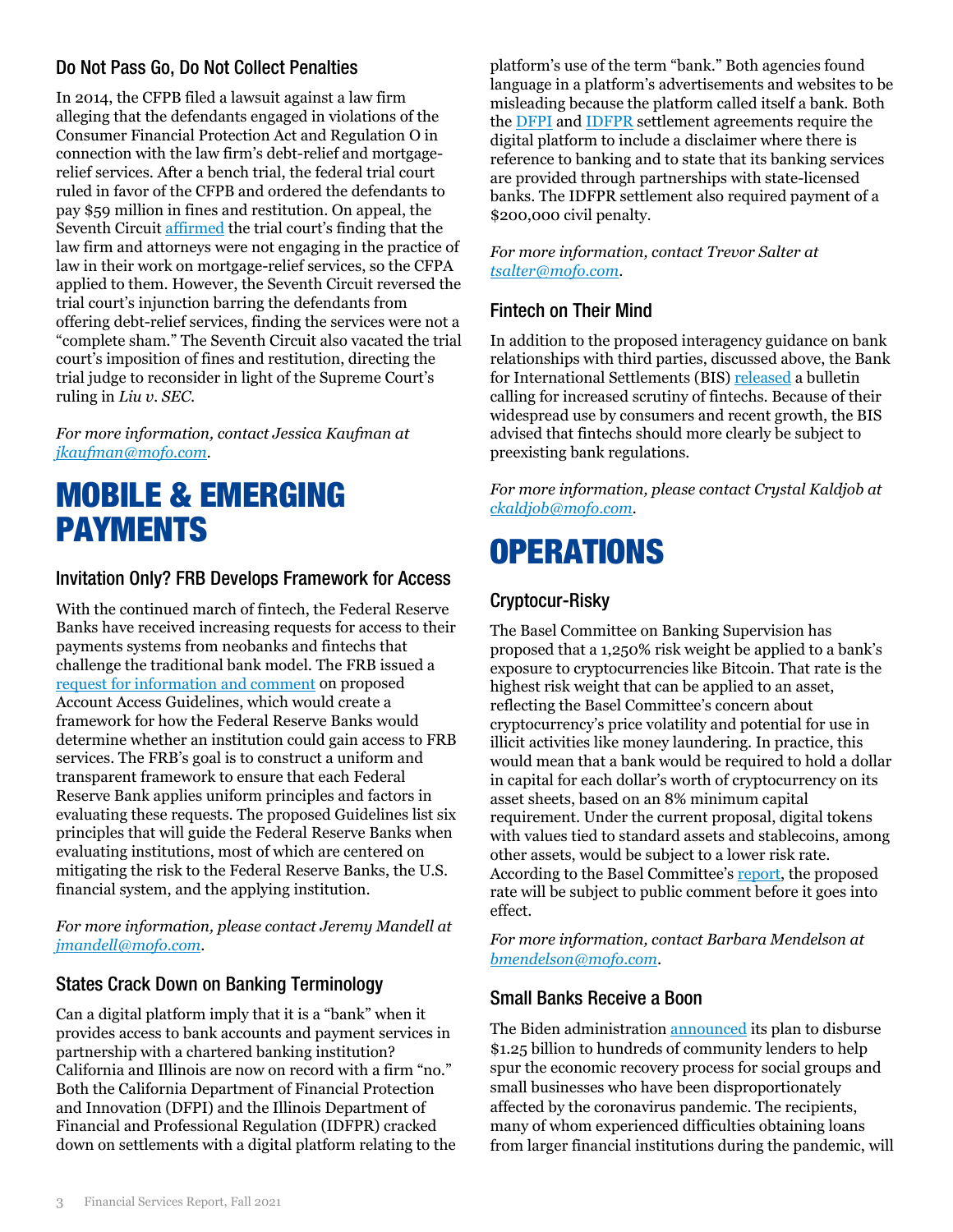### Do Not Pass Go, Do Not Collect Penalties

In 2014, the CFPB filed a lawsuit against a law firm alleging that the defendants engaged in violations of the Consumer Financial Protection Act and Regulation O in connection with the law firm's debt-relief and mortgage-relief services. After a bench trial, the federal trial court ruled in favor of the CFPB and ordered the defendants to pay $59 million in fines and restitution. On appeal, the Seventh Circuit affirmed the trial court's finding that the law firm and attorneys were not engaging in the practice of law in their work on mortgage-relief services, so the CFPA applied to them. However, the Seventh Circuit reversed the trial court's injunction barring the defendants from offering debt-relief services, finding the services were not a "complete sham." The Seventh Circuit also vacated the trial court's imposition of fines and restitution, directing the trial judge to reconsider in light of the Supreme Court's ruling in *Liu v. SEC*.

*For more information, contact Jessica Kaufman at jkaufman@mofo.com.*

## MOBILE & EMERGING PAYMENTS

### Invitation Only? FRB Develops Framework for Access

With the continued march of fintech, the Federal Reserve Banks have received increasing requests for access to their payments systems from neobanks and fintechs that challenge the traditional bank model. The FRB issued a request for information and comment on proposed Account Access Guidelines, which would create a framework for how the Federal Reserve Banks would determine whether an institution could gain access to FRB services. The FRB's goal is to construct a uniform and transparent framework to ensure that each Federal Reserve Bank applies uniform principles and factors in evaluating these requests. The proposed Guidelines list six principles that will guide the Federal Reserve Banks when evaluating institutions, most of which are centered on mitigating the risk to the Federal Reserve Banks, the U.S. financial system, and the applying institution.

*For more information, please contact Jeremy Mandell at jmandell@mofo.com.*

### States Crack Down on Banking Terminology

Can a digital platform imply that it is a "bank" when it provides access to bank accounts and payment services in partnership with a chartered banking institution? California and Illinois are now on record with a firm "no." Both the California Department of Financial Protection and Innovation (DFPI) and the Illinois Department of Financial and Professional Regulation (IDFPR) cracked down on settlements with a digital platform relating to the platform's use of the term "bank." Both agencies found language in a platform's advertisements and websites to be misleading because the platform called itself a bank. Both the DFPI and IDFPR settlement agreements require the digital platform to include a disclaimer where there is reference to banking and to state that its banking services are provided through partnerships with state-licensed banks. The IDFPR settlement also required payment of a $200,000 civil penalty.

*For more information, contact Trevor Salter at tsalter@mofo.com.*

### Fintech on Their Mind

In addition to the proposed interagency guidance on bank relationships with third parties, discussed above, the Bank for International Settlements (BIS) released a bulletin calling for increased scrutiny of fintechs. Because of their widespread use by consumers and recent growth, the BIS advised that fintechs should more clearly be subject to preexisting bank regulations.

*For more information, please contact Crystal Kaldjob at ckaldjob@mofo.com.*

## OPERATIONS

### Cryptocur-Risky

The Basel Committee on Banking Supervision has proposed that a 1,250% risk weight be applied to a bank's exposure to cryptocurrencies like Bitcoin. That rate is the highest risk weight that can be applied to an asset, reflecting the Basel Committee's concern about cryptocurrency's price volatility and potential for use in illicit activities like money laundering. In practice, this would mean that a bank would be required to hold a dollar in capital for each dollar's worth of cryptocurrency on its asset sheets, based on an 8% minimum capital requirement. Under the current proposal, digital tokens with values tied to standard assets and stablecoins, among other assets, would be subject to a lower risk rate. According to the Basel Committee's report, the proposed rate will be subject to public comment before it goes into effect.

*For more information, contact Barbara Mendelson at bmendelson@mofo.com.*

### Small Banks Receive a Boon

The Biden administration announced its plan to disburse $1.25 billion to hundreds of community lenders to help spur the economic recovery process for social groups and small businesses who have been disproportionately affected by the coronavirus pandemic. The recipients, many of whom experienced difficulties obtaining loans from larger financial institutions during the pandemic, will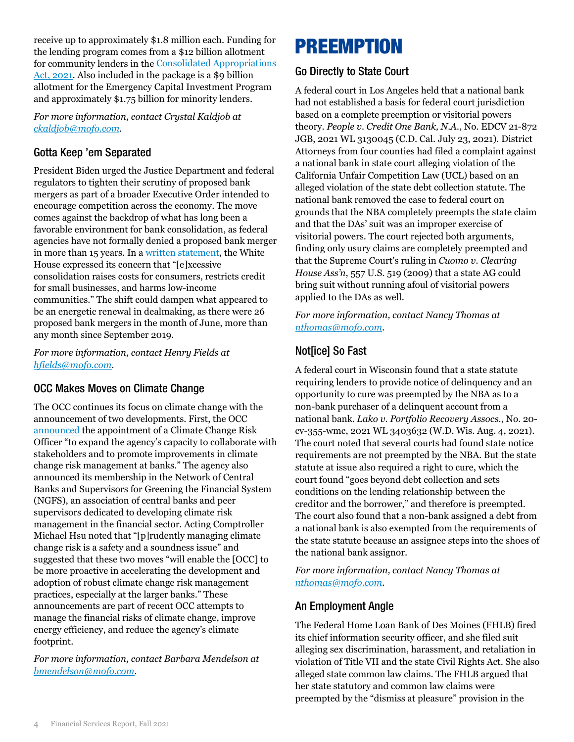receive up to approximately $1.8 million each. Funding for the lending program comes from a $12 billion allotment for community lenders in the Consolidated Appropriations Act, 2021. Also included in the package is a $9 billion allotment for the Emergency Capital Investment Program and approximately $1.75 billion for minority lenders.

*For more information, contact Crystal Kaldjob at ckaldjob@mofo.com.*

### Gotta Keep 'em Separated

President Biden urged the Justice Department and federal regulators to tighten their scrutiny of proposed bank mergers as part of a broader Executive Order intended to encourage competition across the economy. The move comes against the backdrop of what has long been a favorable environment for bank consolidation, as federal agencies have not formally denied a proposed bank merger in more than 15 years. In a written statement, the White House expressed its concern that "[e]xcessive consolidation raises costs for consumers, restricts credit for small businesses, and harms low-income communities." The shift could dampen what appeared to be an energetic renewal in dealmaking, as there were 26 proposed bank mergers in the month of June, more than any month since September 2019.

*For more information, contact Henry Fields at hfields@mofo.com.*

### OCC Makes Moves on Climate Change

The OCC continues its focus on climate change with the announcement of two developments. First, the OCC announced the appointment of a Climate Change Risk Officer "to expand the agency's capacity to collaborate with stakeholders and to promote improvements in climate change risk management at banks." The agency also announced its membership in the Network of Central Banks and Supervisors for Greening the Financial System (NGFS), an association of central banks and peer supervisors dedicated to developing climate risk management in the financial sector. Acting Comptroller Michael Hsu noted that "[p]rudently managing climate change risk is a safety and a soundness issue" and suggested that these two moves "will enable the [OCC] to be more proactive in accelerating the development and adoption of robust climate change risk management practices, especially at the larger banks." These announcements are part of recent OCC attempts to manage the financial risks of climate change, improve energy efficiency, and reduce the agency's climate footprint.

*For more information, contact Barbara Mendelson at bmendelson@mofo.com.*

## PREEMPTION

### Go Directly to State Court

A federal court in Los Angeles held that a national bank had not established a basis for federal court jurisdiction based on a complete preemption or visitorial powers theory. *People v. Credit One Bank, N.A.*, No. EDCV 21-872 JGB, 2021 WL 3130045 (C.D. Cal. July 23, 2021). District Attorneys from four counties had filed a complaint against a national bank in state court alleging violation of the California Unfair Competition Law (UCL) based on an alleged violation of the state debt collection statute. The national bank removed the case to federal court on grounds that the NBA completely preempts the state claim and that the DAs' suit was an improper exercise of visitorial powers. The court rejected both arguments, finding only usury claims are completely preempted and that the Supreme Court's ruling in *Cuomo v. Clearing House Ass'n*, 557 U.S. 519 (2009) that a state AG could bring suit without running afoul of visitorial powers applied to the DAs as well.

*For more information, contact Nancy Thomas at nthomas@mofo.com.*

### Not[ice] So Fast

A federal court in Wisconsin found that a state statute requiring lenders to provide notice of delinquency and an opportunity to cure was preempted by the NBA as to a non-bank purchaser of a delinquent account from a national bank. *Lako v. Portfolio Recovery Assocs.*, No. 20-cv-355-wmc, 2021 WL 3403632 (W.D. Wis. Aug. 4, 2021). The court noted that several courts had found state notice requirements are not preempted by the NBA. But the state statute at issue also required a right to cure, which the court found "goes beyond debt collection and sets conditions on the lending relationship between the creditor and the borrower," and therefore is preempted. The court also found that a non-bank assigned a debt from a national bank is also exempted from the requirements of the state statute because an assignee steps into the shoes of the national bank assignor.

*For more information, contact Nancy Thomas at nthomas@mofo.com.*

### An Employment Angle

The Federal Home Loan Bank of Des Moines (FHLB) fired its chief information security officer, and she filed suit alleging sex discrimination, harassment, and retaliation in violation of Title VII and the state Civil Rights Act. She also alleged state common law claims. The FHLB argued that her state statutory and common law claims were preempted by the "dismiss at pleasure" provision in the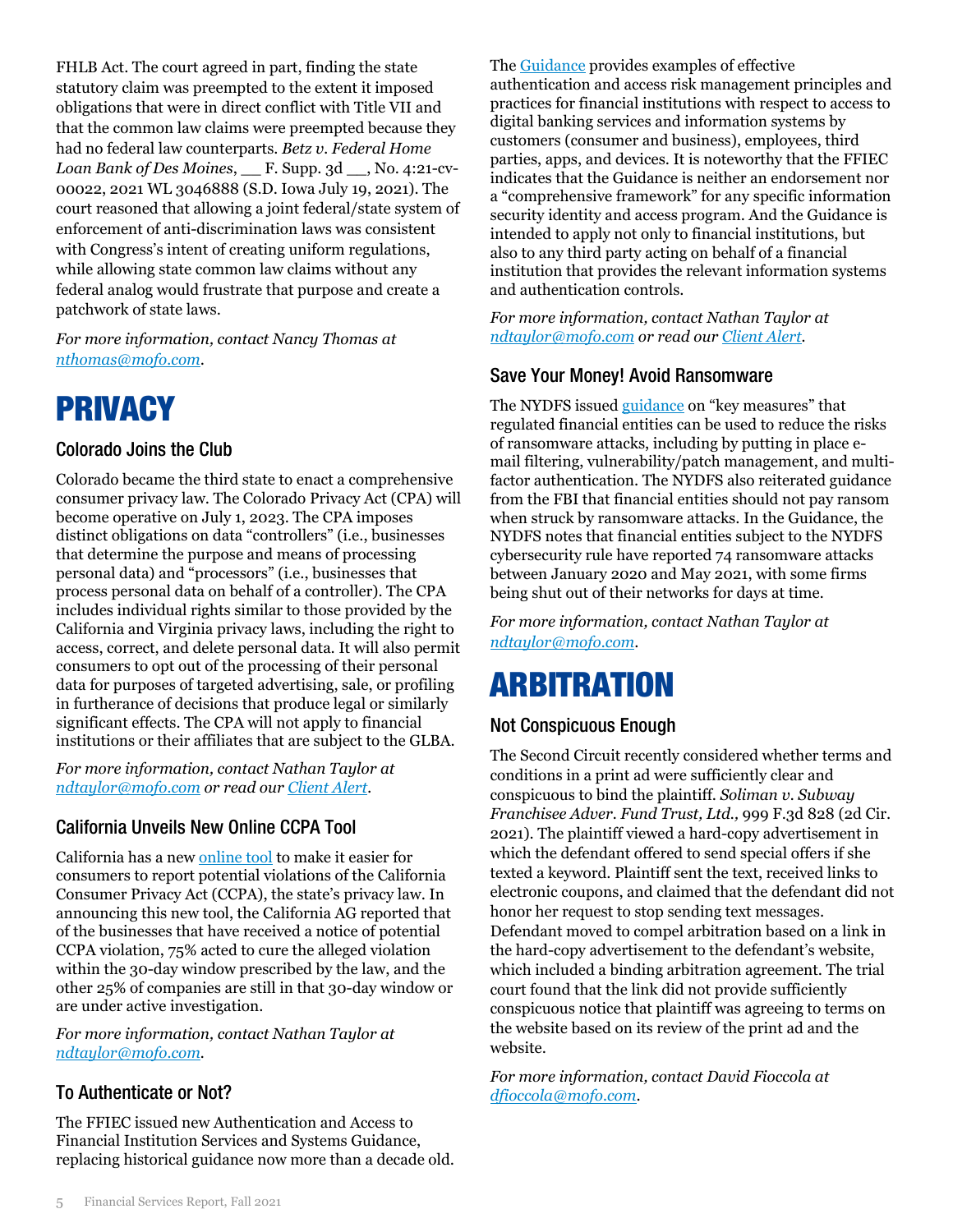FHLB Act. The court agreed in part, finding the state statutory claim was preempted to the extent it imposed obligations that were in direct conflict with Title VII and that the common law claims were preempted because they had no federal law counterparts. *Betz v. Federal Home Loan Bank of Des Moines*, __ F. Supp. 3d __, No. 4:21-cv-00022, 2021 WL 3046888 (S.D. Iowa July 19, 2021). The court reasoned that allowing a joint federal/state system of enforcement of anti-discrimination laws was consistent with Congress's intent of creating uniform regulations, while allowing state common law claims without any federal analog would frustrate that purpose and create a patchwork of state laws.

*For more information, contact Nancy Thomas at nthomas@mofo.com.*

# PRIVACY

## Colorado Joins the Club

Colorado became the third state to enact a comprehensive consumer privacy law. The Colorado Privacy Act (CPA) will become operative on July 1, 2023. The CPA imposes distinct obligations on data "controllers" (i.e., businesses that determine the purpose and means of processing personal data) and "processors" (i.e., businesses that process personal data on behalf of a controller). The CPA includes individual rights similar to those provided by the California and Virginia privacy laws, including the right to access, correct, and delete personal data. It will also permit consumers to opt out of the processing of their personal data for purposes of targeted advertising, sale, or profiling in furtherance of decisions that produce legal or similarly significant effects. The CPA will not apply to financial institutions or their affiliates that are subject to the GLBA.

*For more information, contact Nathan Taylor at ndtaylor@mofo.com or read our Client Alert.*

## California Unveils New Online CCPA Tool

California has a new online tool to make it easier for consumers to report potential violations of the California Consumer Privacy Act (CCPA), the state's privacy law. In announcing this new tool, the California AG reported that of the businesses that have received a notice of potential CCPA violation, 75% acted to cure the alleged violation within the 30-day window prescribed by the law, and the other 25% of companies are still in that 30-day window or are under active investigation.

*For more information, contact Nathan Taylor at ndtaylor@mofo.com.*

## To Authenticate or Not?

The FFIEC issued new Authentication and Access to Financial Institution Services and Systems Guidance, replacing historical guidance now more than a decade old. The Guidance provides examples of effective authentication and access risk management principles and practices for financial institutions with respect to access to digital banking services and information systems by customers (consumer and business), employees, third parties, apps, and devices. It is noteworthy that the FFIEC indicates that the Guidance is neither an endorsement nor a "comprehensive framework" for any specific information security identity and access program. And the Guidance is intended to apply not only to financial institutions, but also to any third party acting on behalf of a financial institution that provides the relevant information systems and authentication controls.

*For more information, contact Nathan Taylor at ndtaylor@mofo.com or read our Client Alert.*

## Save Your Money! Avoid Ransomware

The NYDFS issued guidance on "key measures" that regulated financial entities can be used to reduce the risks of ransomware attacks, including by putting in place e-mail filtering, vulnerability/patch management, and multi-factor authentication. The NYDFS also reiterated guidance from the FBI that financial entities should not pay ransom when struck by ransomware attacks. In the Guidance, the NYDFS notes that financial entities subject to the NYDFS cybersecurity rule have reported 74 ransomware attacks between January 2020 and May 2021, with some firms being shut out of their networks for days at time.

*For more information, contact Nathan Taylor at ndtaylor@mofo.com.*

# ARBITRATION

## Not Conspicuous Enough

The Second Circuit recently considered whether terms and conditions in a print ad were sufficiently clear and conspicuous to bind the plaintiff. *Soliman v. Subway Franchisee Adver. Fund Trust, Ltd.,* 999 F.3d 828 (2d Cir. 2021). The plaintiff viewed a hard-copy advertisement in which the defendant offered to send special offers if she texted a keyword. Plaintiff sent the text, received links to electronic coupons, and claimed that the defendant did not honor her request to stop sending text messages. Defendant moved to compel arbitration based on a link in the hard-copy advertisement to the defendant's website, which included a binding arbitration agreement. The trial court found that the link did not provide sufficiently conspicuous notice that plaintiff was agreeing to terms on the website based on its review of the print ad and the website.

*For more information, contact David Fioccola at dfioccola@mofo.com.*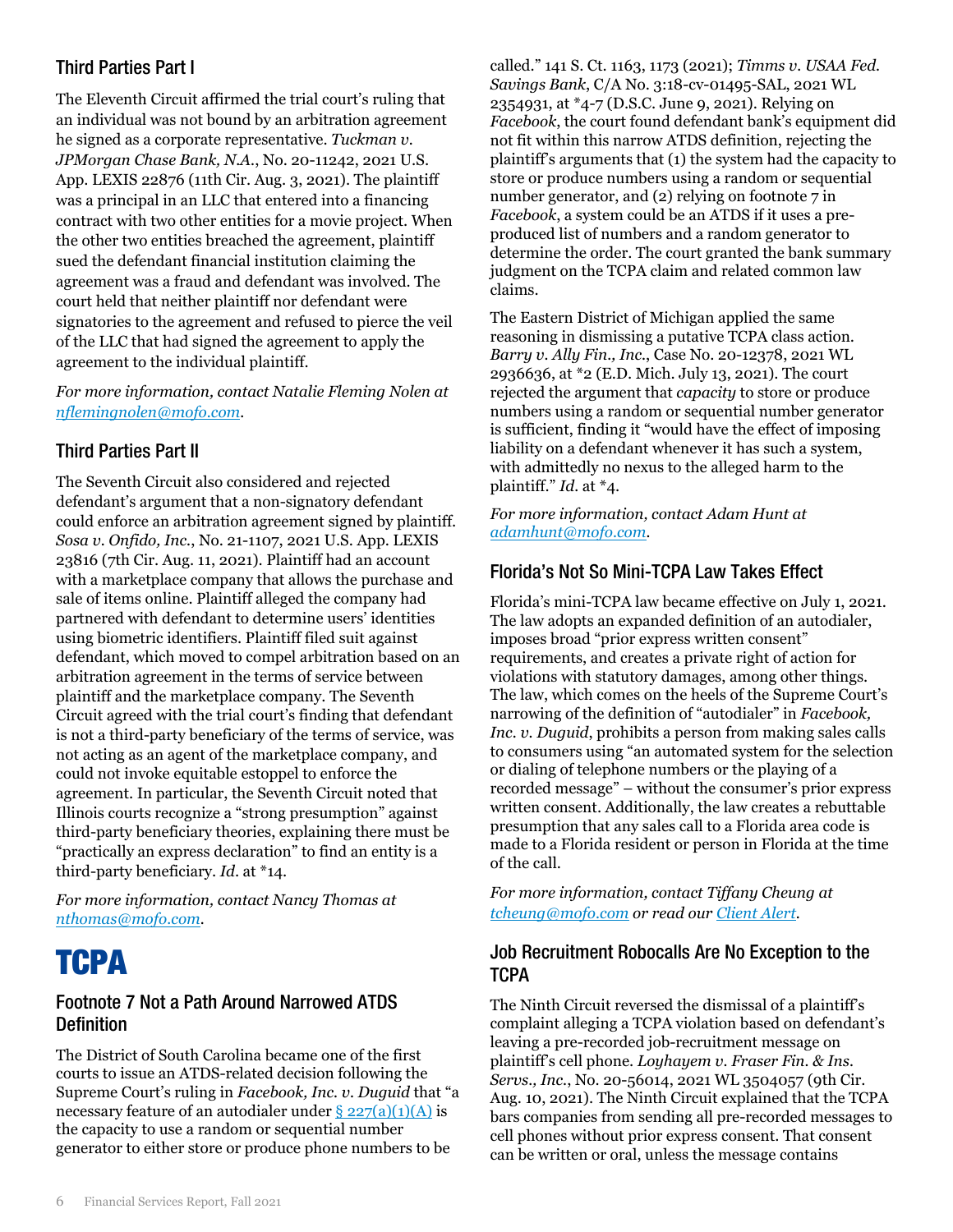### Third Parties Part I

The Eleventh Circuit affirmed the trial court's ruling that an individual was not bound by an arbitration agreement he signed as a corporate representative. *Tuckman v. JPMorgan Chase Bank, N.A.*, No. 20-11242, 2021 U.S. App. LEXIS 22876 (11th Cir. Aug. 3, 2021). The plaintiff was a principal in an LLC that entered into a financing contract with two other entities for a movie project. When the other two entities breached the agreement, plaintiff sued the defendant financial institution claiming the agreement was a fraud and defendant was involved. The court held that neither plaintiff nor defendant were signatories to the agreement and refused to pierce the veil of the LLC that had signed the agreement to apply the agreement to the individual plaintiff.

*For more information, contact Natalie Fleming Nolen at [nflemingnolen@mofo.com](mailto:nflemingnolen@mofo.com).*

### Third Parties Part II

The Seventh Circuit also considered and rejected defendant's argument that a non-signatory defendant could enforce an arbitration agreement signed by plaintiff. *Sosa v. Onfido, Inc.*, No. 21-1107, 2021 U.S. App. LEXIS 23816 (7th Cir. Aug. 11, 2021). Plaintiff had an account with a marketplace company that allows the purchase and sale of items online. Plaintiff alleged the company had partnered with defendant to determine users' identities using biometric identifiers. Plaintiff filed suit against defendant, which moved to compel arbitration based on an arbitration agreement in the terms of service between plaintiff and the marketplace company. The Seventh Circuit agreed with the trial court's finding that defendant is not a third-party beneficiary of the terms of service, was not acting as an agent of the marketplace company, and could not invoke equitable estoppel to enforce the agreement. In particular, the Seventh Circuit noted that Illinois courts recognize a "strong presumption" against third-party beneficiary theories, explaining there must be "practically an express declaration" to find an entity is a third-party beneficiary. *Id.* at *14.

*For more information, contact Nancy Thomas at [nthomas@mofo.com](mailto:nthomas@mofo.com).*

## TCPA

### Footnote 7 Not a Path Around Narrowed ATDS Definition

The District of South Carolina became one of the first courts to issue an ATDS-related decision following the Supreme Court's ruling in *Facebook, Inc. v. Duguid* that "a necessary feature of an autodialer under § 227(a)(1)(A) is the capacity to use a random or sequential number generator to either store or produce phone numbers to be called." 141 S. Ct. 1163, 1173 (2021); *Timms v. USAA Fed. Savings Bank*, C/A No. 3:18-cv-01495-SAL, 2021 WL 2354931, at *4-7 (D.S.C. June 9, 2021). Relying on *Facebook*, the court found defendant bank's equipment did not fit within this narrow ATDS definition, rejecting the plaintiff's arguments that (1) the system had the capacity to store or produce numbers using a random or sequential number generator, and (2) relying on footnote 7 in *Facebook*, a system could be an ATDS if it uses a pre-produced list of numbers and a random generator to determine the order. The court granted the bank summary judgment on the TCPA claim and related common law claims.

The Eastern District of Michigan applied the same reasoning in dismissing a putative TCPA class action. *Barry v. Ally Fin., Inc.*, Case No. 20-12378, 2021 WL 2936636, at *2 (E.D. Mich. July 13, 2021). The court rejected the argument that *capacity* to store or produce numbers using a random or sequential number generator is sufficient, finding it "would have the effect of imposing liability on a defendant whenever it has such a system, with admittedly no nexus to the alleged harm to the plaintiff." *Id.* at *4.

*For more information, contact Adam Hunt at [adamhunt@mofo.com](mailto:adamhunt@mofo.com).*

### Florida's Not So Mini-TCPA Law Takes Effect

Florida's mini-TCPA law became effective on July 1, 2021. The law adopts an expanded definition of an autodialer, imposes broad "prior express written consent" requirements, and creates a private right of action for violations with statutory damages, among other things. The law, which comes on the heels of the Supreme Court's narrowing of the definition of "autodialer" in *Facebook, Inc. v. Duguid*, prohibits a person from making sales calls to consumers using "an automated system for the selection or dialing of telephone numbers or the playing of a recorded message" – without the consumer's prior express written consent. Additionally, the law creates a rebuttable presumption that any sales call to a Florida area code is made to a Florida resident or person in Florida at the time of the call.

*For more information, contact Tiffany Cheung at [tcheung@mofo.com](mailto:tcheung@mofo.com) or read our Client Alert.*

### Job Recruitment Robocalls Are No Exception to the TCPA

The Ninth Circuit reversed the dismissal of a plaintiff's complaint alleging a TCPA violation based on defendant's leaving a pre-recorded job-recruitment message on plaintiff's cell phone. *Loyhayem v. Fraser Fin. & Ins. Servs., Inc.*, No. 20-56014, 2021 WL 3504057 (9th Cir. Aug. 10, 2021). The Ninth Circuit explained that the TCPA bars companies from sending all pre-recorded messages to cell phones without prior express consent. That consent can be written or oral, unless the message contains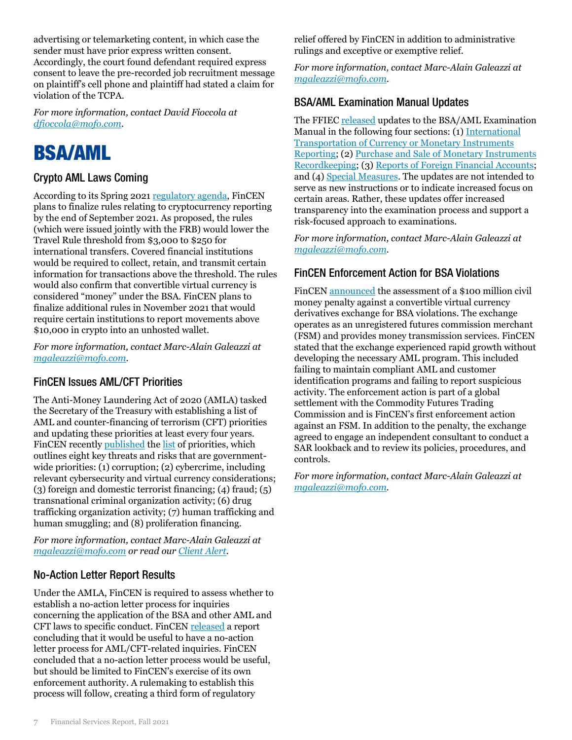advertising or telemarketing content, in which case the sender must have prior express written consent. Accordingly, the court found defendant required express consent to leave the pre-recorded job recruitment message on plaintiff's cell phone and plaintiff had stated a claim for violation of the TCPA.

*For more information, contact David Fioccola at dfioccola@mofo.com.*

# BSA/AML

## Crypto AML Laws Coming

According to its Spring 2021 regulatory agenda, FinCEN plans to finalize rules relating to cryptocurrency reporting by the end of September 2021. As proposed, the rules (which were issued jointly with the FRB) would lower the Travel Rule threshold from $3,000 to $250 for international transfers. Covered financial institutions would be required to collect, retain, and transmit certain information for transactions above the threshold. The rules would also confirm that convertible virtual currency is considered "money" under the BSA. FinCEN plans to finalize additional rules in November 2021 that would require certain institutions to report movements above $10,000 in crypto into an unhosted wallet.

*For more information, contact Marc-Alain Galeazzi at mgaleazzi@mofo.com.*

## FinCEN Issues AML/CFT Priorities

The Anti-Money Laundering Act of 2020 (AMLA) tasked the Secretary of the Treasury with establishing a list of AML and counter-financing of terrorism (CFT) priorities and updating these priorities at least every four years. FinCEN recently published the list of priorities, which outlines eight key threats and risks that are government-wide priorities: (1) corruption; (2) cybercrime, including relevant cybersecurity and virtual currency considerations; (3) foreign and domestic terrorist financing; (4) fraud; (5) transnational criminal organization activity; (6) drug trafficking organization activity; (7) human trafficking and human smuggling; and (8) proliferation financing.

*For more information, contact Marc-Alain Galeazzi at mgaleazzi@mofo.com or read our Client Alert.*

## No-Action Letter Report Results

Under the AMLA, FinCEN is required to assess whether to establish a no-action letter process for inquiries concerning the application of the BSA and other AML and CFT laws to specific conduct. FinCEN released a report concluding that it would be useful to have a no-action letter process for AML/CFT-related inquiries. FinCEN concluded that a no-action letter process would be useful, but should be limited to FinCEN's exercise of its own enforcement authority. A rulemaking to establish this process will follow, creating a third form of regulatory relief offered by FinCEN in addition to administrative rulings and exceptive or exemptive relief.

*For more information, contact Marc-Alain Galeazzi at mgaleazzi@mofo.com.*

## BSA/AML Examination Manual Updates

The FFIEC released updates to the BSA/AML Examination Manual in the following four sections: (1) International Transportation of Currency or Monetary Instruments Reporting; (2) Purchase and Sale of Monetary Instruments Recordkeeping; (3) Reports of Foreign Financial Accounts; and (4) Special Measures. The updates are not intended to serve as new instructions or to indicate increased focus on certain areas. Rather, these updates offer increased transparency into the examination process and support a risk-focused approach to examinations.

*For more information, contact Marc-Alain Galeazzi at mgaleazzi@mofo.com.*

## FinCEN Enforcement Action for BSA Violations

FinCEN announced the assessment of a $100 million civil money penalty against a convertible virtual currency derivatives exchange for BSA violations. The exchange operates as an unregistered futures commission merchant (FSM) and provides money transmission services. FinCEN stated that the exchange experienced rapid growth without developing the necessary AML program. This included failing to maintain compliant AML and customer identification programs and failing to report suspicious activity. The enforcement action is part of a global settlement with the Commodity Futures Trading Commission and is FinCEN's first enforcement action against an FSM. In addition to the penalty, the exchange agreed to engage an independent consultant to conduct a SAR lookback and to review its policies, procedures, and controls.

*For more information, contact Marc-Alain Galeazzi at mgaleazzi@mofo.com.*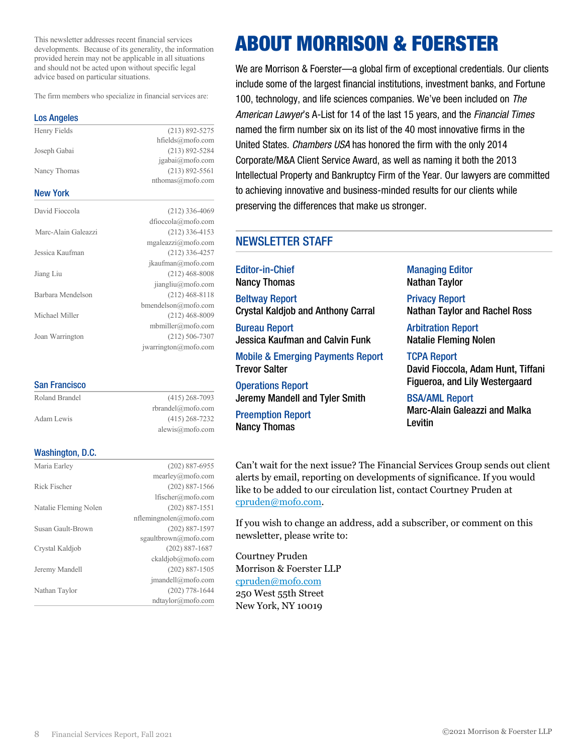This newsletter addresses recent financial services developments. Because of its generality, the information provided herein may not be applicable in all situations and should not be acted upon without specific legal advice based on particular situations.

The firm members who specialize in financial services are:

### Los Angeles

| | |
|---|---|
| Henry Fields | (213) 892-5275<br>hfields@mofo.com |
| Joseph Gabai | (213) 892-5284<br>jgabai@mofo.com |
| Nancy Thomas | (213) 892-5561<br>nthomas@mofo.com |

### New York

| | |
|---|---|
| David Fioccola | (212) 336-4069<br>dfioccola@mofo.com |
| Marc-Alain Galeazzi | (212) 336-4153<br>mgaleazzi@mofo.com |
| Jessica Kaufman | (212) 336-4257<br>jkaufman@mofo.com |
| Jiang Liu | (212) 468-8008<br>jiangliu@mofo.com |
| Barbara Mendelson | (212) 468-8118<br>bmendelson@mofo.com |
| Michael Miller | (212) 468-8009<br>mbmiller@mofo.com |
| Joan Warrington | (212) 506-7307<br>jwarrington@mofo.com |

### San Francisco

| | |
|---|---|
| Roland Brandel | (415) 268-7093<br>rbrandel@mofo.com |
| Adam Lewis | (415) 268-7232<br>alewis@mofo.com |

### Washington, D.C.

| | |
|---|---|
| Maria Earley | (202) 887-6955<br>mearley@mofo.com |
| Rick Fischer | (202) 887-1566<br>lfischer@mofo.com |
| Natalie Fleming Nolen | (202) 887-1551<br>nflemingnolen@mofo.com |
| Susan Gault-Brown | (202) 887-1597<br>sgaultbrown@mofo.com |
| Crystal Kaldjob | (202) 887-1687<br>ckaldjob@mofo.com |
| Jeremy Mandell | (202) 887-1505<br>jmandell@mofo.com |
| Nathan Taylor | (202) 778-1644<br>ndtaylor@mofo.com |

# ABOUT MORRISON & FOERSTER

We are Morrison & Foerster—a global firm of exceptional credentials. Our clients include some of the largest financial institutions, investment banks, and Fortune 100, technology, and life sciences companies. We've been included on *The American Lawyer*'s A-List for 14 of the last 15 years, and the *Financial Times* named the firm number six on its list of the 40 most innovative firms in the United States. *Chambers USA* has honored the firm with the only 2014 Corporate/M&A Client Service Award, as well as naming it both the 2013 Intellectual Property and Bankruptcy Firm of the Year. Our lawyers are committed to achieving innovative and business-minded results for our clients while preserving the differences that make us stronger.

## NEWSLETTER STAFF

**Editor-in-Chief**
Nancy Thomas

**Beltway Report**
Crystal Kaldjob and Anthony Carral

**Bureau Report**
Jessica Kaufman and Calvin Funk

**Mobile & Emerging Payments Report**
Trevor Salter

**Operations Report**
Jeremy Mandell and Tyler Smith

**Preemption Report**
Nancy Thomas

**Managing Editor**
Nathan Taylor

**Privacy Report**
Nathan Taylor and Rachel Ross

**Arbitration Report**
Natalie Fleming Nolen

**TCPA Report**
David Fioccola, Adam Hunt, Tiffani Figueroa, and Lily Westergaard

**BSA/AML Report**
Marc-Alain Galeazzi and Malka Levitin

Can't wait for the next issue? The Financial Services Group sends out client alerts by email, reporting on developments of significance. If you would like to be added to our circulation list, contact Courtney Pruden at cpruden@mofo.com.

If you wish to change an address, add a subscriber, or comment on this newsletter, please write to:

Courtney Pruden
Morrison & Foerster LLP
cpruden@mofo.com
250 West 55th Street
New York, NY 10019

©2021 Morrison & Foerster LLP